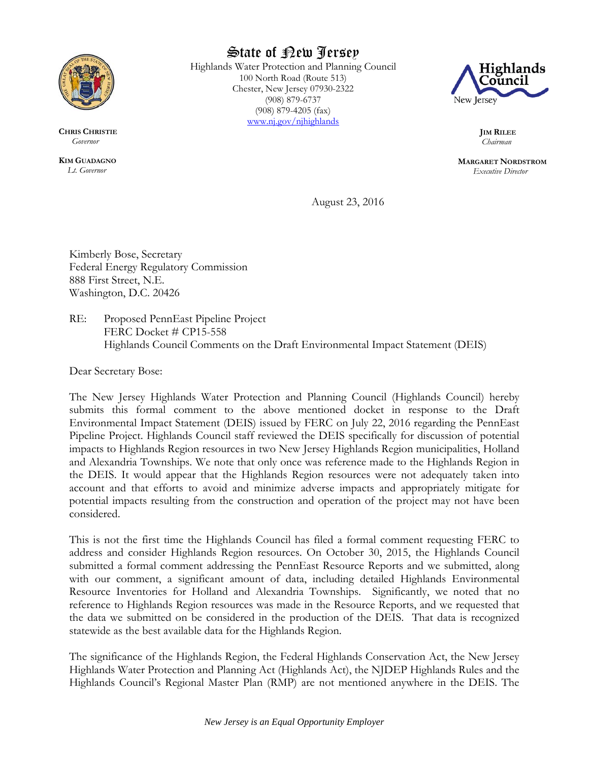# State of New Jersey

Highlands Water Protection and Planning Council
100 North Road (Route 513)
Chester, New Jersey 07930-2322
(908) 879-6737
(908) 879-4205 (fax)
www.nj.gov/njhighlands

**CHRIS CHRISTIE**
*Governor*

**KIM GUADAGNO**
*Lt. Governor*

**JIM RILEE**
*Chairman*

**MARGARET NORDSTROM**
*Executive Director*

August 23, 2016

Kimberly Bose, Secretary
Federal Energy Regulatory Commission
888 First Street, N.E.
Washington, D.C. 20426

RE: Proposed PennEast Pipeline Project
FERC Docket # CP15-558
Highlands Council Comments on the Draft Environmental Impact Statement (DEIS)

Dear Secretary Bose:

The New Jersey Highlands Water Protection and Planning Council (Highlands Council) hereby submits this formal comment to the above mentioned docket in response to the Draft Environmental Impact Statement (DEIS) issued by FERC on July 22, 2016 regarding the PennEast Pipeline Project. Highlands Council staff reviewed the DEIS specifically for discussion of potential impacts to Highlands Region resources in two New Jersey Highlands Region municipalities, Holland and Alexandria Townships. We note that only once was reference made to the Highlands Region in the DEIS. It would appear that the Highlands Region resources were not adequately taken into account and that efforts to avoid and minimize adverse impacts and appropriately mitigate for potential impacts resulting from the construction and operation of the project may not have been considered.

This is not the first time the Highlands Council has filed a formal comment requesting FERC to address and consider Highlands Region resources. On October 30, 2015, the Highlands Council submitted a formal comment addressing the PennEast Resource Reports and we submitted, along with our comment, a significant amount of data, including detailed Highlands Environmental Resource Inventories for Holland and Alexandria Townships. Significantly, we noted that no reference to Highlands Region resources was made in the Resource Reports, and we requested that the data we submitted on be considered in the production of the DEIS. That data is recognized statewide as the best available data for the Highlands Region.

The significance of the Highlands Region, the Federal Highlands Conservation Act, the New Jersey Highlands Water Protection and Planning Act (Highlands Act), the NJDEP Highlands Rules and the Highlands Council's Regional Master Plan (RMP) are not mentioned anywhere in the DEIS. The

*New Jersey is an Equal Opportunity Employer*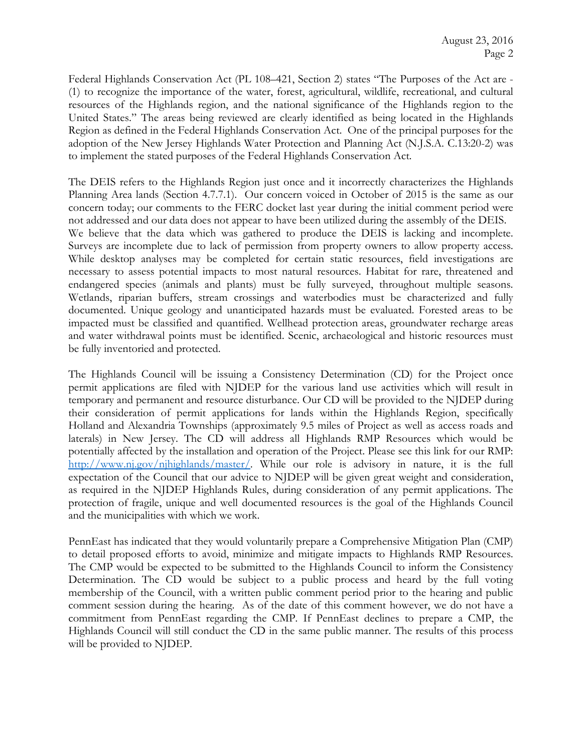Federal Highlands Conservation Act (PL 108–421, Section 2) states "The Purposes of the Act are - (1) to recognize the importance of the water, forest, agricultural, wildlife, recreational, and cultural resources of the Highlands region, and the national significance of the Highlands region to the United States." The areas being reviewed are clearly identified as being located in the Highlands Region as defined in the Federal Highlands Conservation Act. One of the principal purposes for the adoption of the New Jersey Highlands Water Protection and Planning Act (N.J.S.A. C.13:20-2) was to implement the stated purposes of the Federal Highlands Conservation Act.

The DEIS refers to the Highlands Region just once and it incorrectly characterizes the Highlands Planning Area lands (Section 4.7.7.1). Our concern voiced in October of 2015 is the same as our concern today; our comments to the FERC docket last year during the initial comment period were not addressed and our data does not appear to have been utilized during the assembly of the DEIS. We believe that the data which was gathered to produce the DEIS is lacking and incomplete. Surveys are incomplete due to lack of permission from property owners to allow property access. While desktop analyses may be completed for certain static resources, field investigations are necessary to assess potential impacts to most natural resources. Habitat for rare, threatened and endangered species (animals and plants) must be fully surveyed, throughout multiple seasons. Wetlands, riparian buffers, stream crossings and waterbodies must be characterized and fully documented. Unique geology and unanticipated hazards must be evaluated. Forested areas to be impacted must be classified and quantified. Wellhead protection areas, groundwater recharge areas and water withdrawal points must be identified. Scenic, archaeological and historic resources must be fully inventoried and protected.

The Highlands Council will be issuing a Consistency Determination (CD) for the Project once permit applications are filed with NJDEP for the various land use activities which will result in temporary and permanent and resource disturbance. Our CD will be provided to the NJDEP during their consideration of permit applications for lands within the Highlands Region, specifically Holland and Alexandria Townships (approximately 9.5 miles of Project as well as access roads and laterals) in New Jersey. The CD will address all Highlands RMP Resources which would be potentially affected by the installation and operation of the Project. Please see this link for our RMP: [http://www.nj.gov/njhighlands/master/](http://www.nj.gov/njhighlands/master/). While our role is advisory in nature, it is the full expectation of the Council that our advice to NJDEP will be given great weight and consideration, as required in the NJDEP Highlands Rules, during consideration of any permit applications. The protection of fragile, unique and well documented resources is the goal of the Highlands Council and the municipalities with which we work.

PennEast has indicated that they would voluntarily prepare a Comprehensive Mitigation Plan (CMP) to detail proposed efforts to avoid, minimize and mitigate impacts to Highlands RMP Resources. The CMP would be expected to be submitted to the Highlands Council to inform the Consistency Determination. The CD would be subject to a public process and heard by the full voting membership of the Council, with a written public comment period prior to the hearing and public comment session during the hearing. As of the date of this comment however, we do not have a commitment from PennEast regarding the CMP. If PennEast declines to prepare a CMP, the Highlands Council will still conduct the CD in the same public manner. The results of this process will be provided to NJDEP.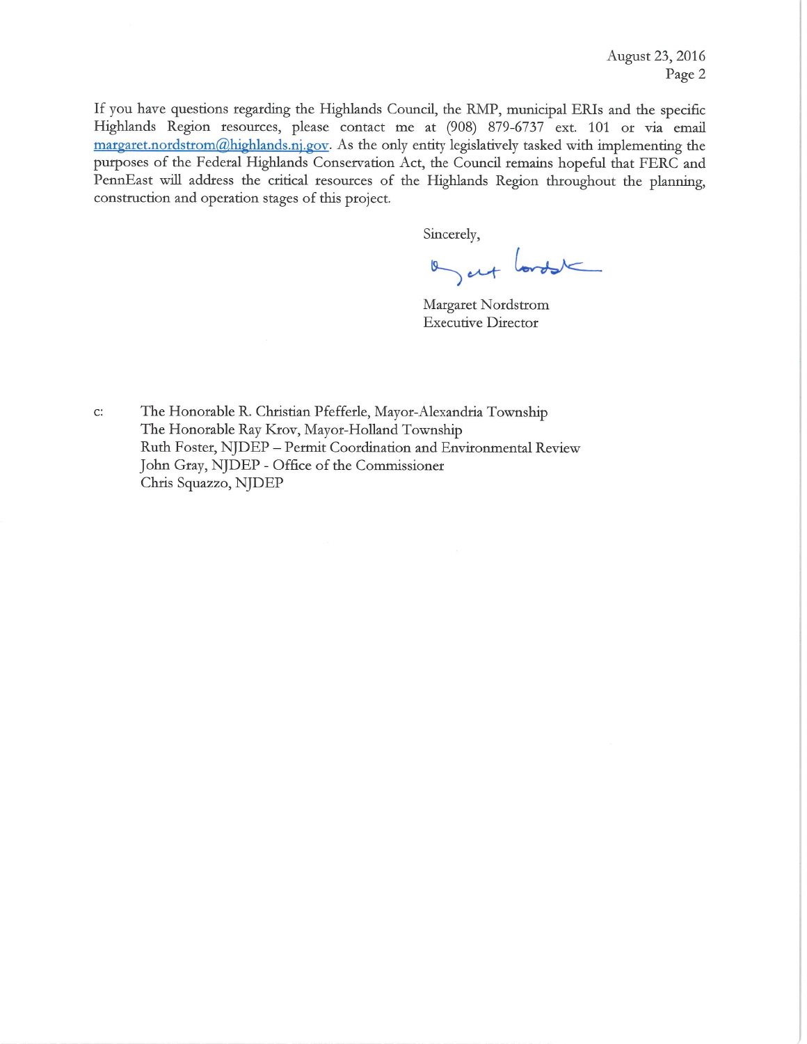If you have questions regarding the Highlands Council, the RMP, municipal ERIs and the specific Highlands Region resources, please contact me at (908) 879-6737 ext. 101 or via email margaret.nordstrom@highlands.nj.gov. As the only entity legislatively tasked with implementing the purposes of the Federal Highlands Conservation Act, the Council remains hopeful that FERC and PennEast will address the critical resources of the Highlands Region throughout the planning, construction and operation stages of this project.

Sincerely,

Margaret Nordstrom
Executive Director

c: The Honorable R. Christian Pfefferle, Mayor-Alexandria Township
The Honorable Ray Krov, Mayor-Holland Township
Ruth Foster, NJDEP – Permit Coordination and Environmental Review
John Gray, NJDEP - Office of the Commissioner
Chris Squazzo, NJDEP